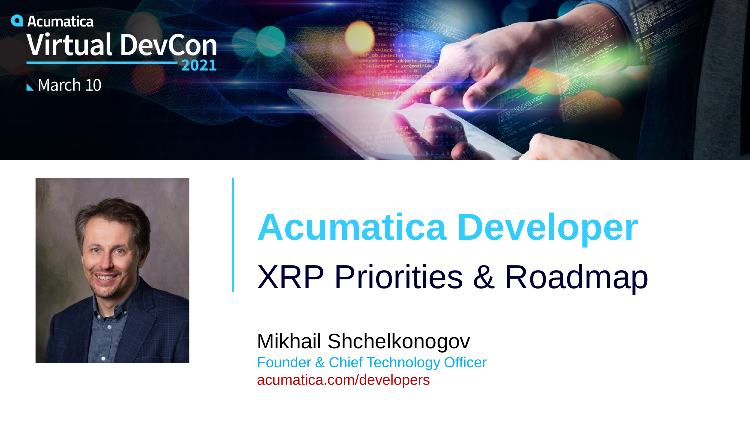Acumatica

Virtual DevCon 2021

March 10

# Acumatica Developer

## XRP Priorities & Roadmap

Mikhail Shchelkonogov

Founder & Chief Technology Officer

acumatica.com/developers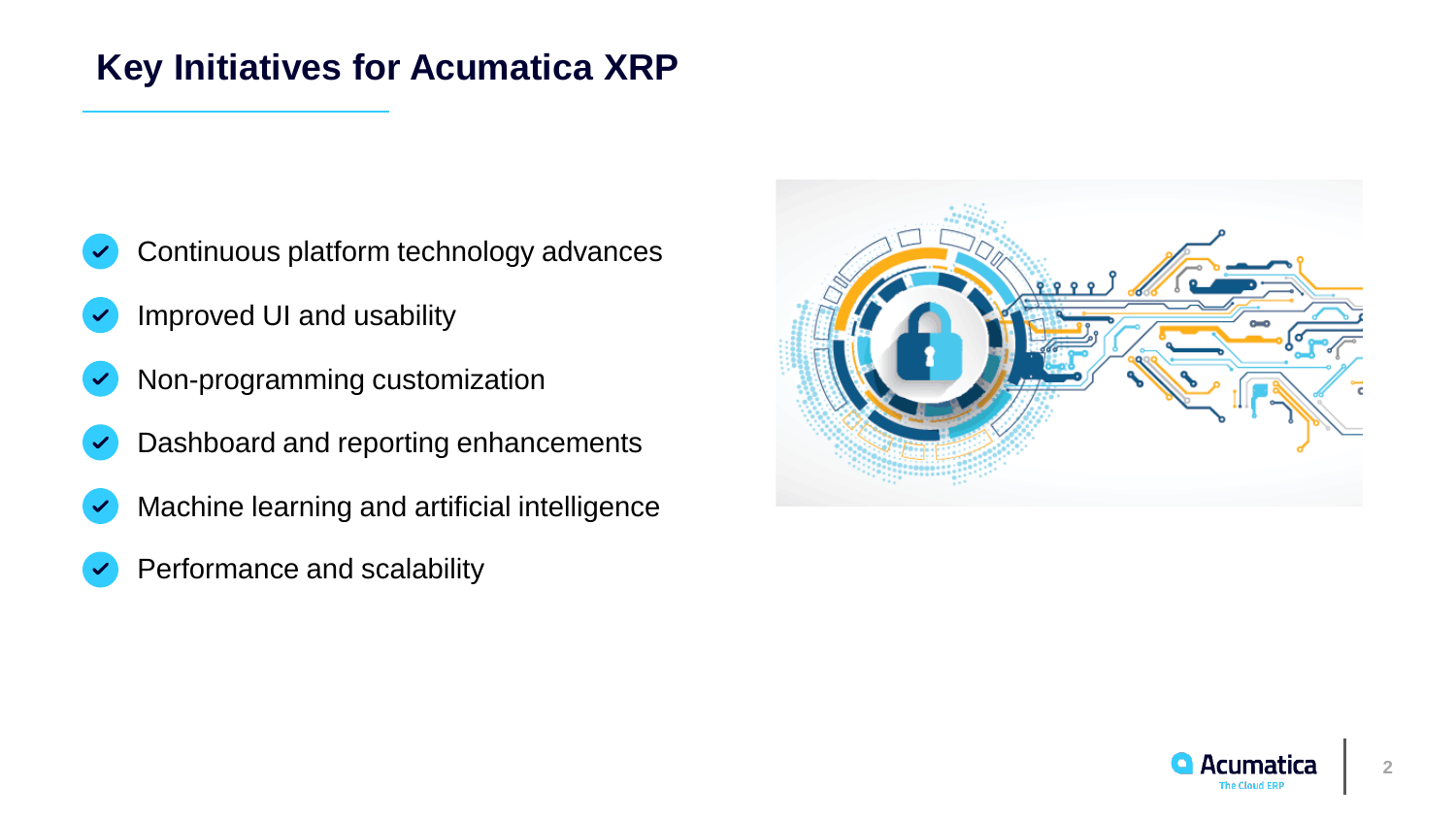# Key Initiatives for Acumatica XRP

- Continuous platform technology advances
- Improved UI and usability
- Non-programming customization
- Dashboard and reporting enhancements
- Machine learning and artificial intelligence
- Performance and scalability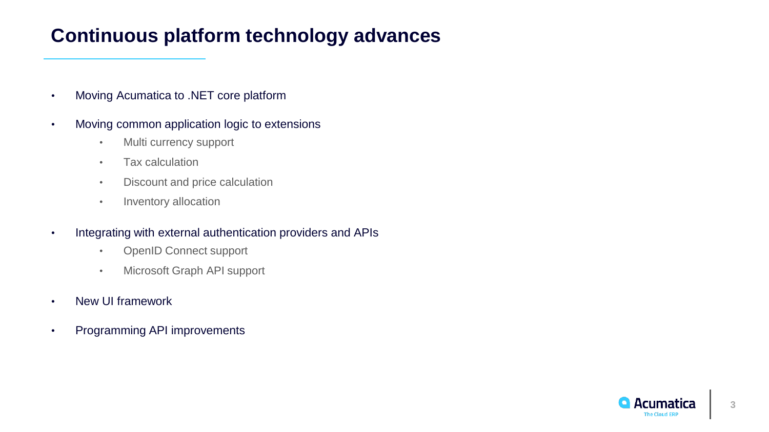# Continuous platform technology advances

- Moving Acumatica to .NET core platform
- Moving common application logic to extensions
  - Multi currency support
  - Tax calculation
  - Discount and price calculation
  - Inventory allocation
- Integrating with external authentication providers and APIs
  - OpenID Connect support
  - Microsoft Graph API support
- New UI framework
- Programming API improvements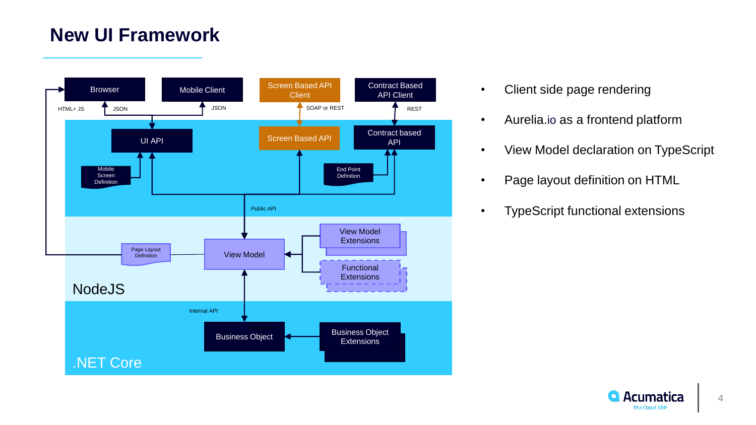# New UI Framework

Browser | Mobile Client | Screen Based API Client | Contract Based API Client

HTML+ JS | JSON | JSON | SOAP or REST | REST

UI API | Screen Based API | Contract based API

Mobile Screen Definition | End Point Definition

Public API

Page Layout Definition | View Model | View Model Extensions | Functional Extensions

NodeJS

Internal API

Business Object | Business Object Extensions

.NET Core

- Client side page rendering
- Aurelia.io as a frontend platform
- View Model declaration on TypeScript
- Page layout definition on HTML
- TypeScript functional extensions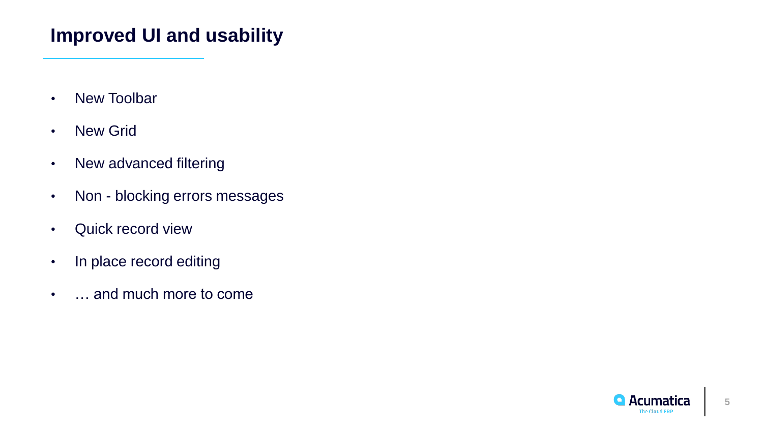# Improved UI and usability

- New Toolbar
- New Grid
- New advanced filtering
- Non - blocking errors messages
- Quick record view
- In place record editing
- … and much more to come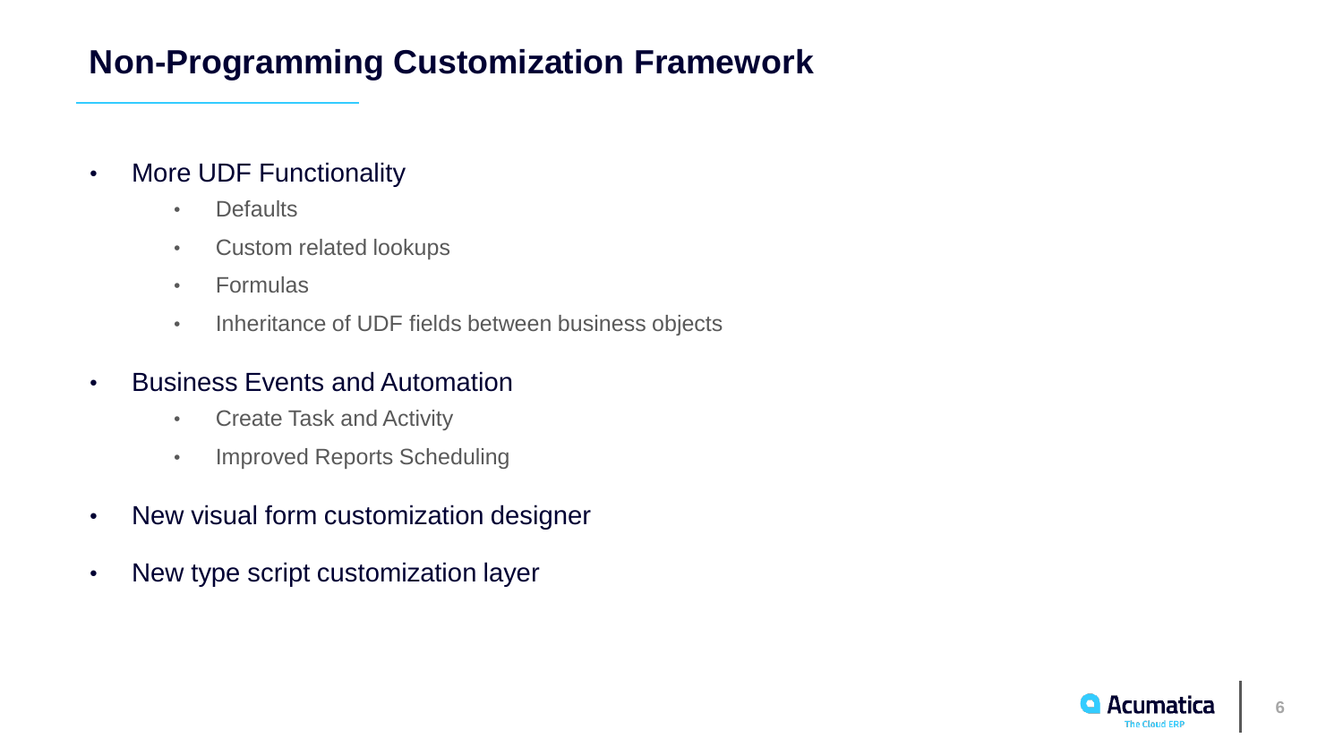# Non-Programming Customization Framework

- More UDF Functionality
  - Defaults
  - Custom related lookups
  - Formulas
  - Inheritance of UDF fields between business objects
- Business Events and Automation
  - Create Task and Activity
  - Improved Reports Scheduling
- New visual form customization designer
- New type script customization layer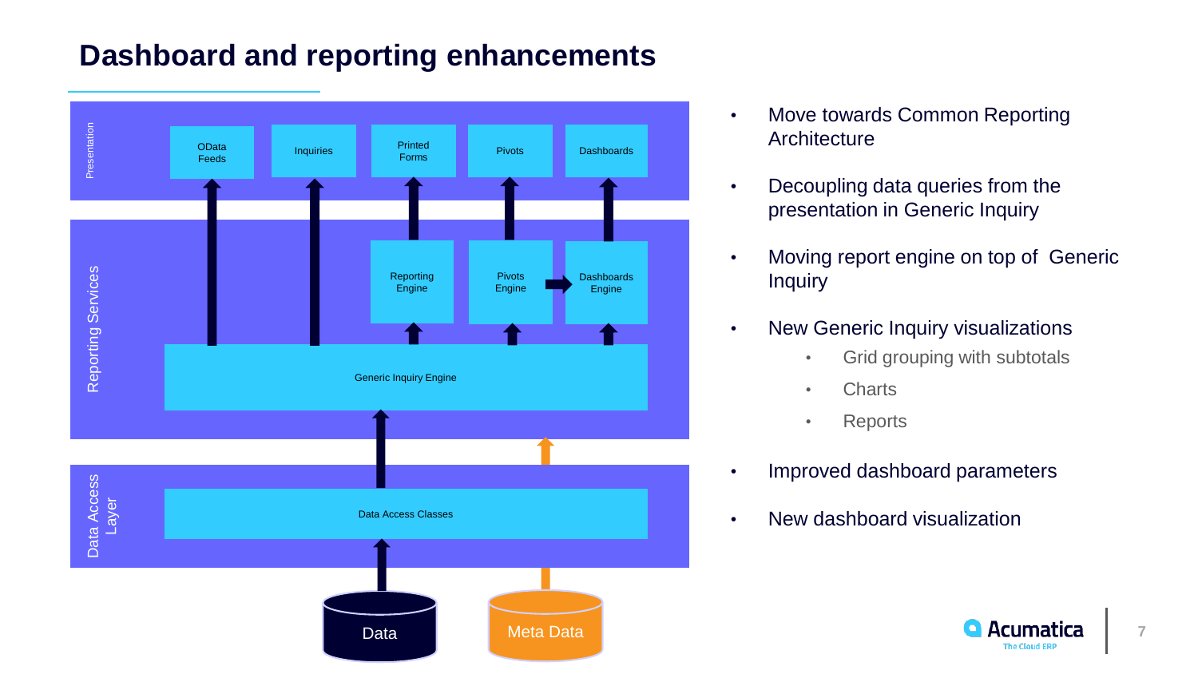# Dashboard and reporting enhancements

**Presentation**

- OData Feeds
- Inquiries
- Printed Forms
- Pivots
- Dashboards

**Reporting Services**

- Reporting Engine
- Pivots Engine
- Dashboards Engine
- Generic Inquiry Engine

**Data Access Layer**

- Data Access Classes

Data

Meta Data

- Move towards Common Reporting Architecture
- Decoupling data queries from the presentation in Generic Inquiry
- Moving report engine on top of Generic Inquiry
- New Generic Inquiry visualizations
  - Grid grouping with subtotals
  - Charts
  - Reports
- Improved dashboard parameters
- New dashboard visualization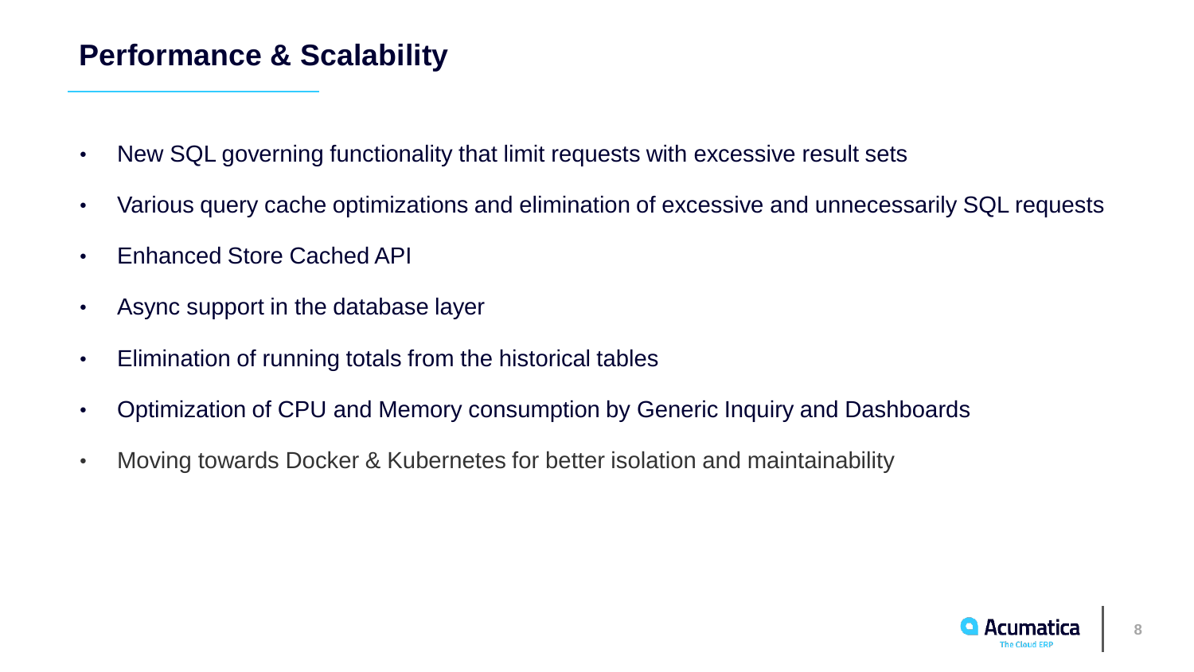# Performance & Scalability

- New SQL governing functionality that limit requests with excessive result sets
- Various query cache optimizations and elimination of excessive and unnecessarily SQL requests
- Enhanced Store Cached API
- Async support in the database layer
- Elimination of running totals from the historical tables
- Optimization of CPU and Memory consumption by Generic Inquiry and Dashboards
- Moving towards Docker & Kubernetes for better isolation and maintainability